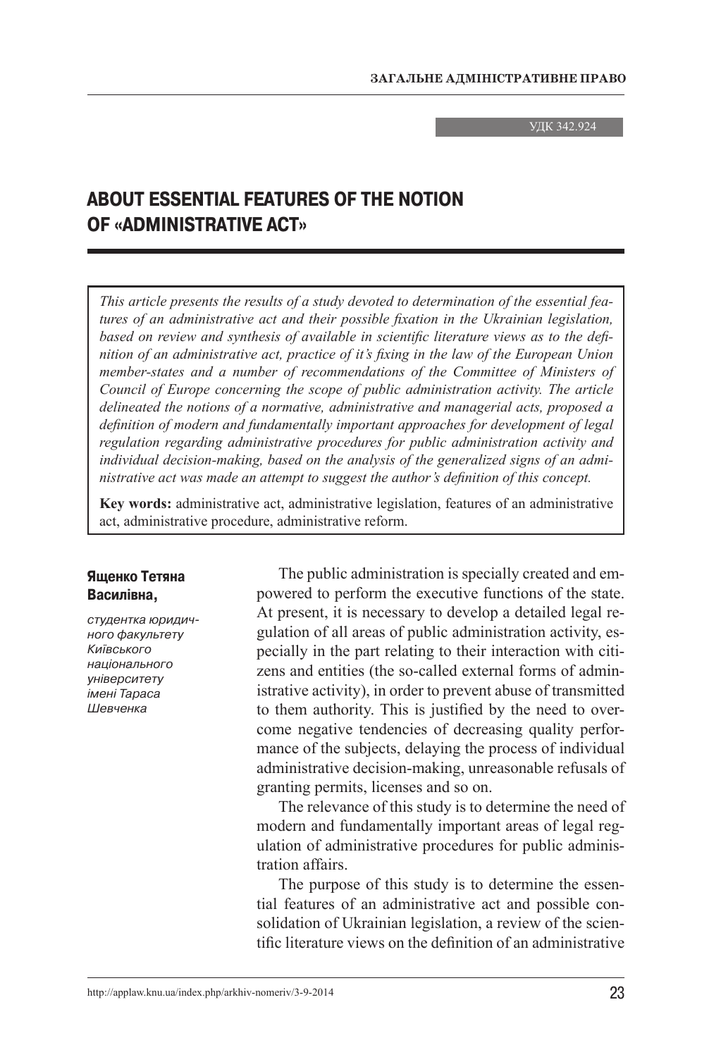УДК 342.924

# ABOUT ESSENTIAL FEATURES OF THE NOTION OF «ADMINISTRATIVE ACT»

*This article presents the results of a study devoted to determination of the essential features of an administrative act and their possible fixation in the Ukrainian legislation, based on review and synthesis of available in scientific literature views as to the definition of an administrative act, practice of it's fixing in the law of the European Union member-states and a number of recommendations of the Committee of Ministers of Council of Europe concerning the scope of public administration activity. The article delineated the notions of a normative, administrative and managerial acts, proposed a definition of modern and fundamentally important approaches for development of legal regulation regarding administrative procedures for public administration activity and individual decision-making, based on the analysis of the generalized signs of an administrative act was made an attempt to suggest the author's definition of this concept.*

**Key words:** administrative act, administrative legislation, features of an administrative act, administrative procedure, administrative reform.

**Ященко Тетяна Василівна,**

*студентка юридичного факультету Київського національного університету імені Тараса Шевченка*

The public administration is specially created and empowered to perform the executive functions of the state. At present, it is necessary to develop a detailed legal regulation of all areas of public administration activity, especially in the part relating to their interaction with citizens and entities (the so-called external forms of administrative activity), in order to prevent abuse of transmitted to them authority. This is justified by the need to overcome negative tendencies of decreasing quality performance of the subjects, delaying the process of individual administrative decision-making, unreasonable refusals of granting permits, licenses and so on.

The relevance of this study is to determine the need of modern and fundamentally important areas of legal regulation of administrative procedures for public administration affairs.

The purpose of this study is to determine the essential features of an administrative act and possible consolidation of Ukrainian legislation, a review of the scientific literature views on the definition of an administrative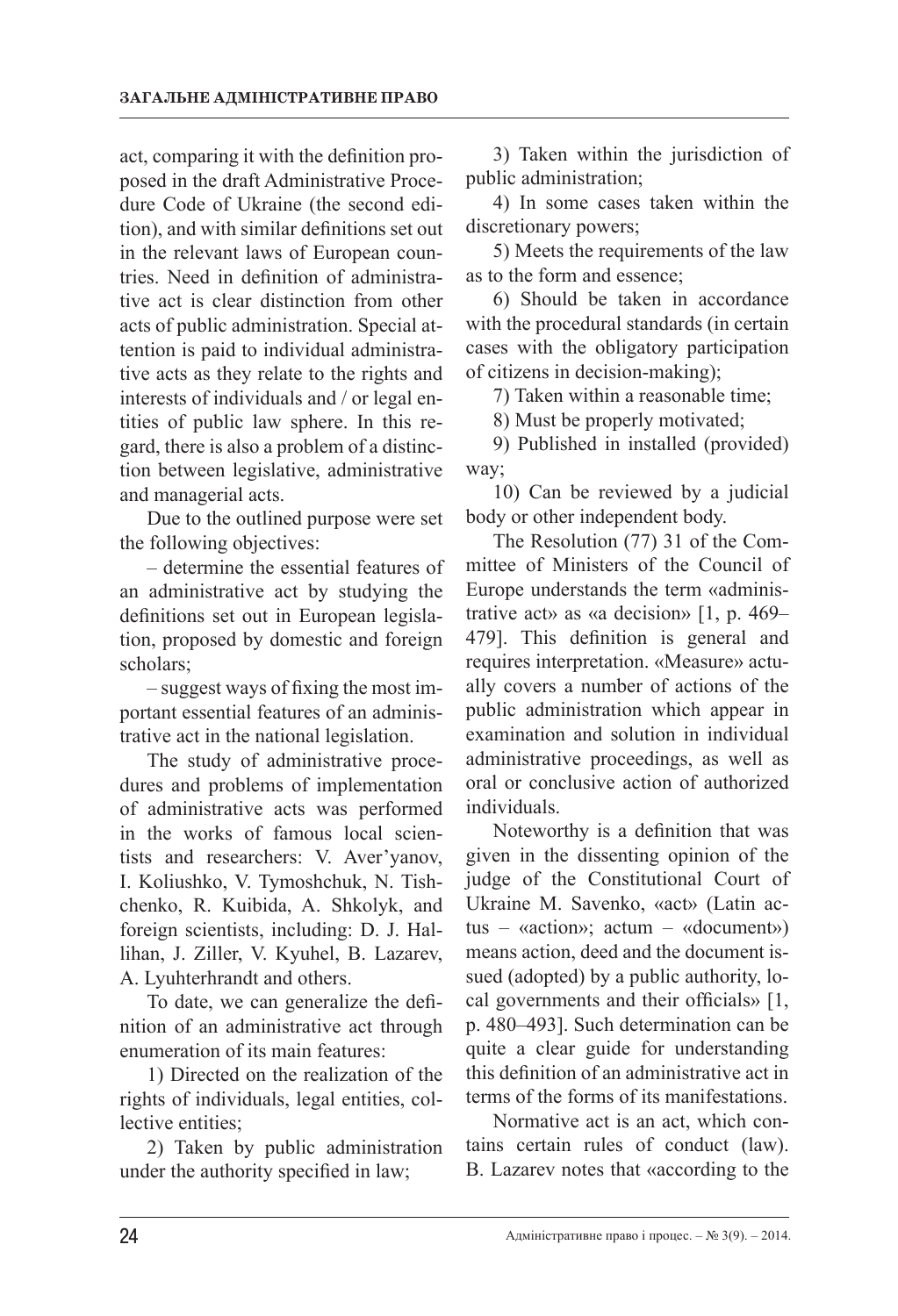act, comparing it with the definition proposed in the draft Administrative Procedure Code of Ukraine (the second edition), and with similar definitions set out in the relevant laws of European countries. Need in definition of administrative act is clear distinction from other acts of public administration. Special attention is paid to individual administrative acts as they relate to the rights and interests of individuals and / or legal entities of public law sphere. In this regard, there is also a problem of a distinction between legislative, administrative and managerial acts.

Due to the outlined purpose were set the following objectives:

– determine the essential features of an administrative act by studying the definitions set out in European legislation, proposed by domestic and foreign scholars;

– suggest ways of fixing the most important essential features of an administrative act in the national legislation.

The study of administrative procedures and problems of implementation of administrative acts was performed in the works of famous local scientists and researchers: V. Aver'yanov, I. Koliushko, V. Tymoshchuk, N. Tishchenko, R. Kuibida, A. Shkolyk, and foreign scientists, including: D. J. Hallihan, J. Ziller, V. Kyuhel, B. Lazarev, A. Lyuhterhrandt and others.

To date, we can generalize the definition of an administrative act through enumeration of its main features:

1) Directed on the realization of the rights of individuals, legal entities, collective entities;

2) Taken by public administration under the authority specified in law;

3) Taken within the jurisdiction of public administration;

4) In some cases taken within the discretionary powers;

5) Meets the requirements of the law as to the form and essence;

6) Should be taken in accordance with the procedural standards (in certain cases with the obligatory participation of citizens in decision-making);

7) Taken within a reasonable time;

8) Must be properly motivated;

9) Published in installed (provided) way;

10) Can be reviewed by a judicial body or other independent body.

The Resolution (77) 31 of the Committee of Ministers of the Council of Europe understands the term «administrative act» as «a decision» [1, p. 469–479]. This definition is general and requires interpretation. «Measure» actually covers a number of actions of the public administration which appear in examination and solution in individual administrative proceedings, as well as oral or conclusive action of authorized individuals.

Noteworthy is a definition that was given in the dissenting opinion of the judge of the Constitutional Court of Ukraine M. Savenko, «act» (Latin actus – «action»; actum – «document») means action, deed and the document issued (adopted) by a public authority, local governments and their officials» [1, p. 480–493]. Such determination can be quite a clear guide for understanding this definition of an administrative act in terms of the forms of its manifestations.

Normative act is an act, which contains certain rules of conduct (law). B. Lazarev notes that «according to the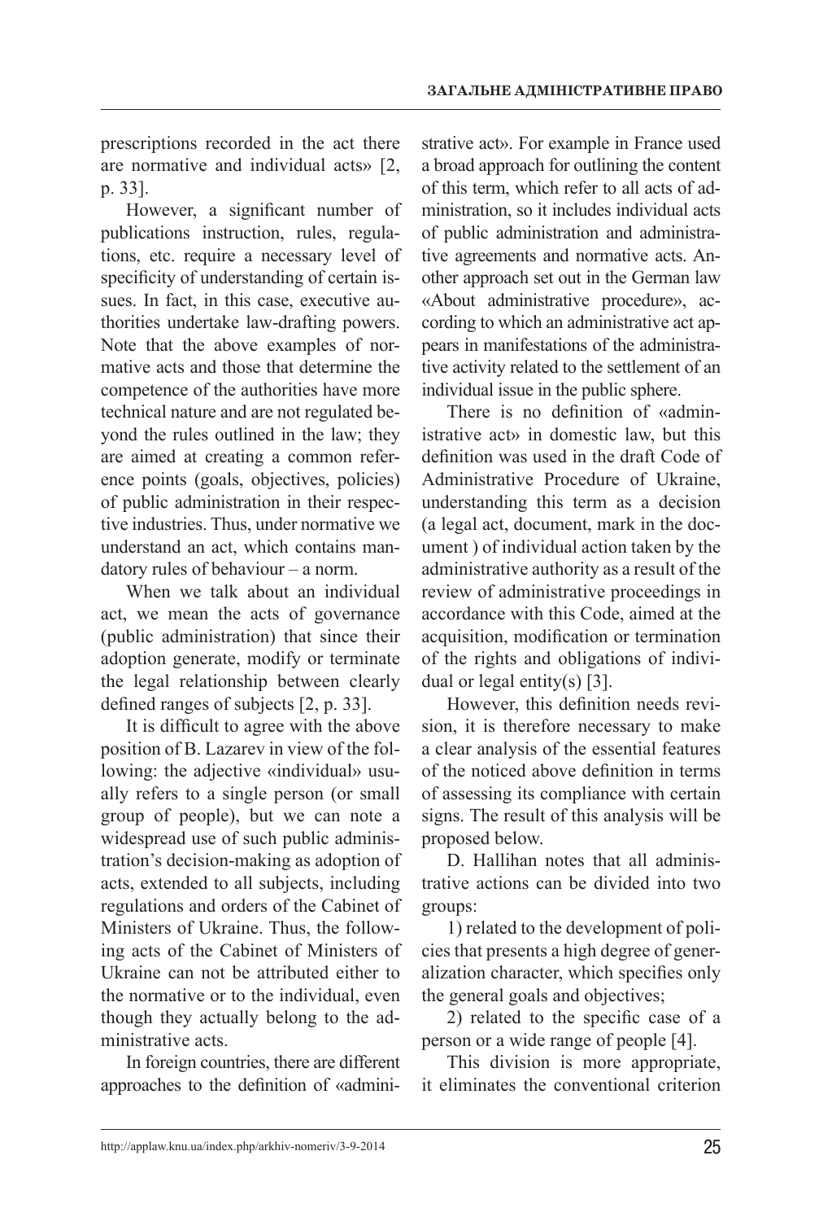prescriptions recorded in the act there are normative and individual acts» [2, p. 33].

However, a significant number of publications instruction, rules, regulations, etc. require a necessary level of specificity of understanding of certain issues. In fact, in this case, executive authorities undertake law-drafting powers. Note that the above examples of normative acts and those that determine the competence of the authorities have more technical nature and are not regulated beyond the rules outlined in the law; they are aimed at creating a common reference points (goals, objectives, policies) of public administration in their respective industries. Thus, under normative we understand an act, which contains mandatory rules of behaviour – a norm.

When we talk about an individual act, we mean the acts of governance (public administration) that since their adoption generate, modify or terminate the legal relationship between clearly defined ranges of subjects [2, p. 33].

It is difficult to agree with the above position of B. Lazarev in view of the following: the adjective «individual» usually refers to a single person (or small group of people), but we can note a widespread use of such public administration's decision-making as adoption of acts, extended to all subjects, including regulations and orders of the Cabinet of Ministers of Ukraine. Thus, the following acts of the Cabinet of Ministers of Ukraine can not be attributed either to the normative or to the individual, even though they actually belong to the administrative acts.

In foreign countries, there are different approaches to the definition of «administrative act». For example in France used a broad approach for outlining the content of this term, which refer to all acts of administration, so it includes individual acts of public administration and administrative agreements and normative acts. Another approach set out in the German law «About administrative procedure», according to which an administrative act appears in manifestations of the administrative activity related to the settlement of an individual issue in the public sphere.

There is no definition of «administrative act» in domestic law, but this definition was used in the draft Code of Administrative Procedure of Ukraine, understanding this term as a decision (a legal act, document, mark in the document ) of individual action taken by the administrative authority as a result of the review of administrative proceedings in accordance with this Code, aimed at the acquisition, modification or termination of the rights and obligations of individual or legal entity(s) [3].

However, this definition needs revision, it is therefore necessary to make a clear analysis of the essential features of the noticed above definition in terms of assessing its compliance with certain signs. The result of this analysis will be proposed below.

D. Hallihan notes that all administrative actions can be divided into two groups:

1) related to the development of policies that presents a high degree of generalization character, which specifies only the general goals and objectives;

2) related to the specific case of a person or a wide range of people [4].

This division is more appropriate, it eliminates the conventional criterion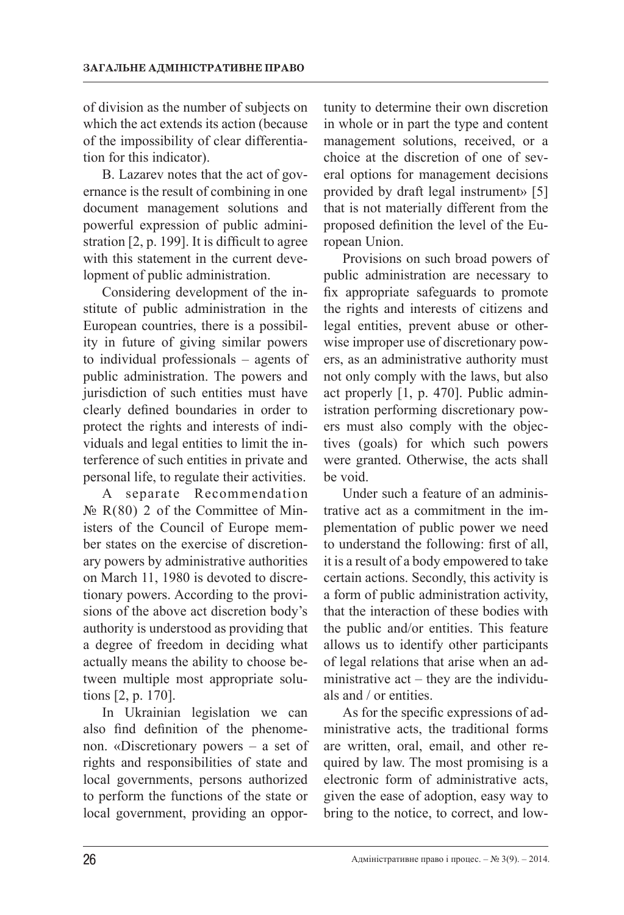of division as the number of subjects on which the act extends its action (because of the impossibility of clear differentiation for this indicator).

B. Lazarev notes that the act of governance is the result of combining in one document management solutions and powerful expression of public administration [2, p. 199]. It is difficult to agree with this statement in the current development of public administration.

Considering development of the institute of public administration in the European countries, there is a possibility in future of giving similar powers to individual professionals – agents of public administration. The powers and jurisdiction of such entities must have clearly defined boundaries in order to protect the rights and interests of individuals and legal entities to limit the interference of such entities in private and personal life, to regulate their activities.

A separate Recommendation № R(80) 2 of the Committee of Ministers of the Council of Europe member states on the exercise of discretionary powers by administrative authorities on March 11, 1980 is devoted to discretionary powers. According to the provisions of the above act discretion body's authority is understood as providing that a degree of freedom in deciding what actually means the ability to choose between multiple most appropriate solutions [2, p. 170].

In Ukrainian legislation we can also find definition of the phenomenon. «Discretionary powers – a set of rights and responsibilities of state and local governments, persons authorized to perform the functions of the state or local government, providing an opportunity to determine their own discretion in whole or in part the type and content management solutions, received, or a choice at the discretion of one of several options for management decisions provided by draft legal instrument» [5] that is not materially different from the proposed definition the level of the European Union.

Provisions on such broad powers of public administration are necessary to fix appropriate safeguards to promote the rights and interests of citizens and legal entities, prevent abuse or otherwise improper use of discretionary powers, as an administrative authority must not only comply with the laws, but also act properly [1, p. 470]. Public administration performing discretionary powers must also comply with the objectives (goals) for which such powers were granted. Otherwise, the acts shall be void.

Under such a feature of an administrative act as a commitment in the implementation of public power we need to understand the following: first of all, it is a result of a body empowered to take certain actions. Secondly, this activity is a form of public administration activity, that the interaction of these bodies with the public and/or entities. This feature allows us to identify other participants of legal relations that arise when an administrative act – they are the individuals and / or entities.

As for the specific expressions of administrative acts, the traditional forms are written, oral, email, and other required by law. The most promising is a electronic form of administrative acts, given the ease of adoption, easy way to bring to the notice, to correct, and low-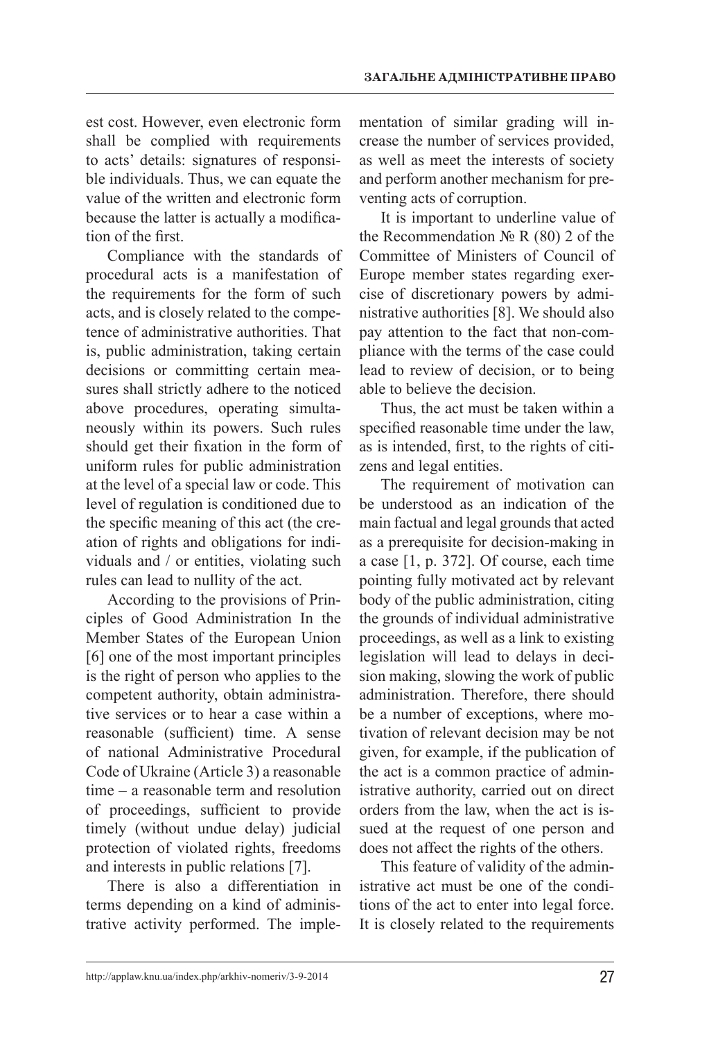est cost. However, even electronic form shall be complied with requirements to acts' details: signatures of responsible individuals. Thus, we can equate the value of the written and electronic form because the latter is actually a modification of the first.

Compliance with the standards of procedural acts is a manifestation of the requirements for the form of such acts, and is closely related to the competence of administrative authorities. That is, public administration, taking certain decisions or committing certain measures shall strictly adhere to the noticed above procedures, operating simultaneously within its powers. Such rules should get their fixation in the form of uniform rules for public administration at the level of a special law or code. This level of regulation is conditioned due to the specific meaning of this act (the creation of rights and obligations for individuals and / or entities, violating such rules can lead to nullity of the act.

According to the provisions of Principles of Good Administration In the Member States of the European Union [6] one of the most important principles is the right of person who applies to the competent authority, obtain administrative services or to hear a case within a reasonable (sufficient) time. A sense of national Administrative Procedural Code of Ukraine (Article 3) a reasonable time – a reasonable term and resolution of proceedings, sufficient to provide timely (without undue delay) judicial protection of violated rights, freedoms and interests in public relations [7].

There is also a differentiation in terms depending on a kind of administrative activity performed. The implementation of similar grading will increase the number of services provided, as well as meet the interests of society and perform another mechanism for preventing acts of corruption.

It is important to underline value of the Recommendation № R (80) 2 of the Committee of Ministers of Council of Europe member states regarding exercise of discretionary powers by administrative authorities [8]. We should also pay attention to the fact that non-compliance with the terms of the case could lead to review of decision, or to being able to believe the decision.

Thus, the act must be taken within a specified reasonable time under the law, as is intended, first, to the rights of citizens and legal entities.

The requirement of motivation can be understood as an indication of the main factual and legal grounds that acted as a prerequisite for decision-making in a case [1, p. 372]. Of course, each time pointing fully motivated act by relevant body of the public administration, citing the grounds of individual administrative proceedings, as well as a link to existing legislation will lead to delays in decision making, slowing the work of public administration. Therefore, there should be a number of exceptions, where motivation of relevant decision may be not given, for example, if the publication of the act is a common practice of administrative authority, carried out on direct orders from the law, when the act is issued at the request of one person and does not affect the rights of the others.

This feature of validity of the administrative act must be one of the conditions of the act to enter into legal force. It is closely related to the requirements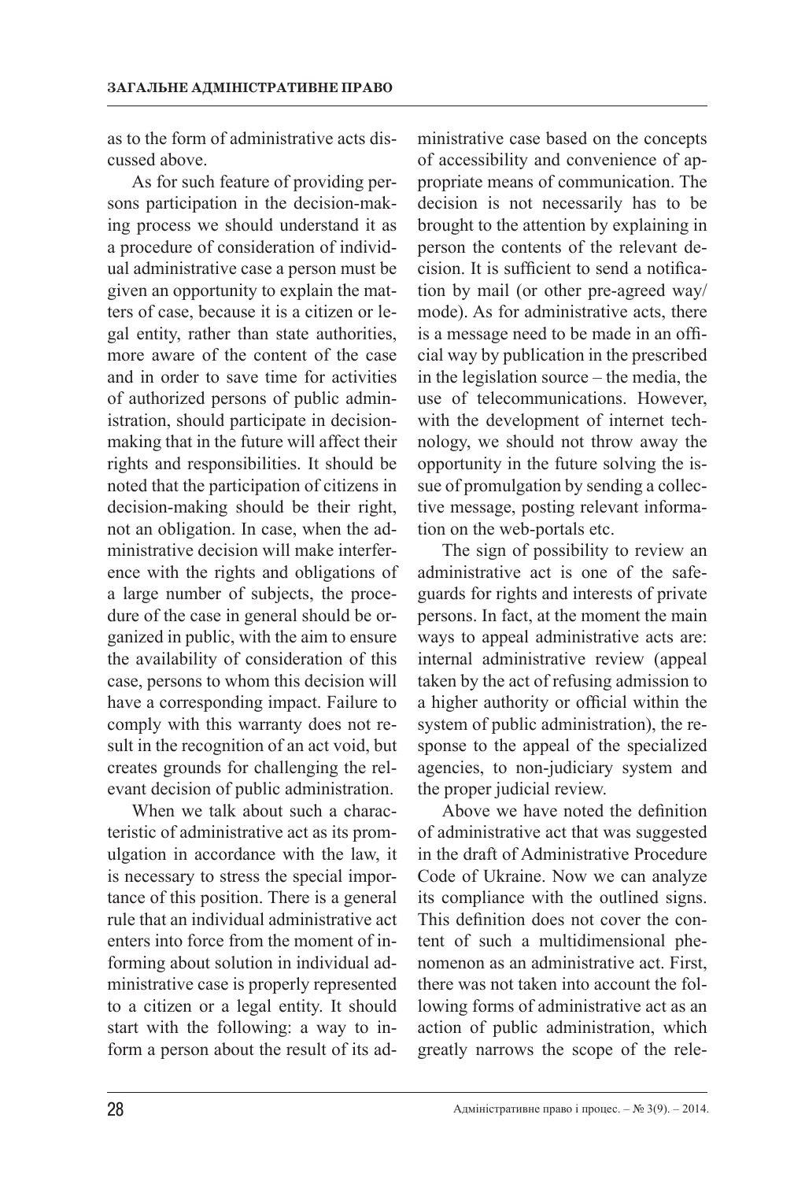as to the form of administrative acts discussed above.

As for such feature of providing persons participation in the decision-making process we should understand it as a procedure of consideration of individual administrative case a person must be given an opportunity to explain the matters of case, because it is a citizen or legal entity, rather than state authorities, more aware of the content of the case and in order to save time for activities of authorized persons of public administration, should participate in decision-making that in the future will affect their rights and responsibilities. It should be noted that the participation of citizens in decision-making should be their right, not an obligation. In case, when the administrative decision will make interference with the rights and obligations of a large number of subjects, the procedure of the case in general should be organized in public, with the aim to ensure the availability of consideration of this case, persons to whom this decision will have a corresponding impact. Failure to comply with this warranty does not result in the recognition of an act void, but creates grounds for challenging the relevant decision of public administration.

When we talk about such a characteristic of administrative act as its promulgation in accordance with the law, it is necessary to stress the special importance of this position. There is a general rule that an individual administrative act enters into force from the moment of informing about solution in individual administrative case is properly represented to a citizen or a legal entity. It should start with the following: a way to inform a person about the result of its administrative case based on the concepts of accessibility and convenience of appropriate means of communication. The decision is not necessarily has to be brought to the attention by explaining in person the contents of the relevant decision. It is sufficient to send a notification by mail (or other pre-agreed way/mode). As for administrative acts, there is a message need to be made in an official way by publication in the prescribed in the legislation source – the media, the use of telecommunications. However, with the development of internet technology, we should not throw away the opportunity in the future solving the issue of promulgation by sending a collective message, posting relevant information on the web-portals etc.

The sign of possibility to review an administrative act is one of the safeguards for rights and interests of private persons. In fact, at the moment the main ways to appeal administrative acts are: internal administrative review (appeal taken by the act of refusing admission to a higher authority or official within the system of public administration), the response to the appeal of the specialized agencies, to non-judiciary system and the proper judicial review.

Above we have noted the definition of administrative act that was suggested in the draft of Administrative Procedure Code of Ukraine. Now we can analyze its compliance with the outlined signs. This definition does not cover the content of such a multidimensional phenomenon as an administrative act. First, there was not taken into account the following forms of administrative act as an action of public administration, which greatly narrows the scope of the rele-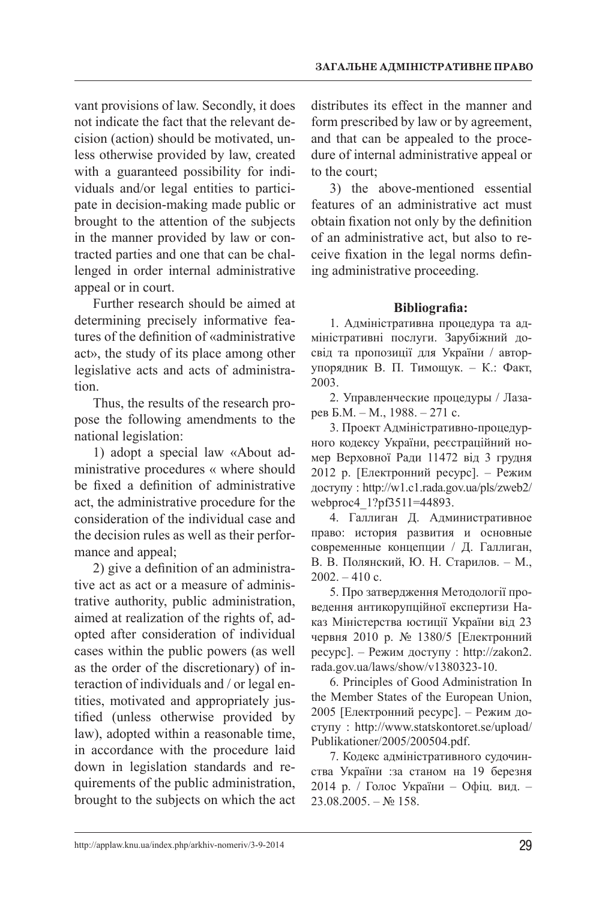vant provisions of law. Secondly, it does not indicate the fact that the relevant decision (action) should be motivated, unless otherwise provided by law, created with a guaranteed possibility for individuals and/or legal entities to participate in decision-making made public or brought to the attention of the subjects in the manner provided by law or contracted parties and one that can be challenged in order internal administrative appeal or in court.

Further research should be aimed at determining precisely informative features of the definition of «administrative act», the study of its place among other legislative acts and acts of administration.

Thus, the results of the research propose the following amendments to the national legislation:

1) adopt a special law «About administrative procedures « where should be fixed a definition of administrative act, the administrative procedure for the consideration of the individual case and the decision rules as well as their performance and appeal;

2) give a definition of an administrative act as act or a measure of administrative authority, public administration, aimed at realization of the rights of, adopted after consideration of individual cases within the public powers (as well as the order of the discretionary) of interaction of individuals and / or legal entities, motivated and appropriately justified (unless otherwise provided by law), adopted within a reasonable time, in accordance with the procedure laid down in legislation standards and requirements of the public administration, brought to the subjects on which the act distributes its effect in the manner and form prescribed by law or by agreement, and that can be appealed to the procedure of internal administrative appeal or to the court;

3) the above-mentioned essential features of an administrative act must obtain fixation not only by the definition of an administrative act, but also to receive fixation in the legal norms defining administrative proceeding.

**Bibliografia:**

1. Адміністративна процедура та адміністративні послуги. Зарубіжний досвід та пропозиції для України / автор-упорядник В. П. Тимощук. – К.: Факт, 2003.

2. Управленческие процедуры / Лазарев Б.М. – М., 1988. – 271 с.

3. Проект Адміністративно-процедурного кодексу України, реєстраційний номер Верховної Ради 11472 від 3 грудня 2012 р. [Електронний ресурс]. – Режим доступу : http://w1.c1.rada.gov.ua/pls/zweb2/webproc4_1?pf3511=44893.

4. Галлиган Д. Административное право: история развития и основные современные концепции / Д. Галлиган, В. В. Полянский, Ю. Н. Старилов. – М., 2002. – 410 с.

5. Про затвердження Методології проведення антикорупційної експертизи Наказ Міністерства юстиції України від 23 червня 2010 р. № 1380/5 [Електронний ресурс]. – Режим доступу : http://zakon2.rada.gov.ua/laws/show/v1380323-10.

6. Principles of Good Administration In the Member States of the European Union, 2005 [Електронний ресурс]. – Режим доступу : http://www.statskontoret.se/upload/Publikationer/2005/200504.pdf.

7. Кодекс адміністративного судочинства України :за станом на 19 березня 2014 р. / Голос України – Офіц. вид. – 23.08.2005. – № 158.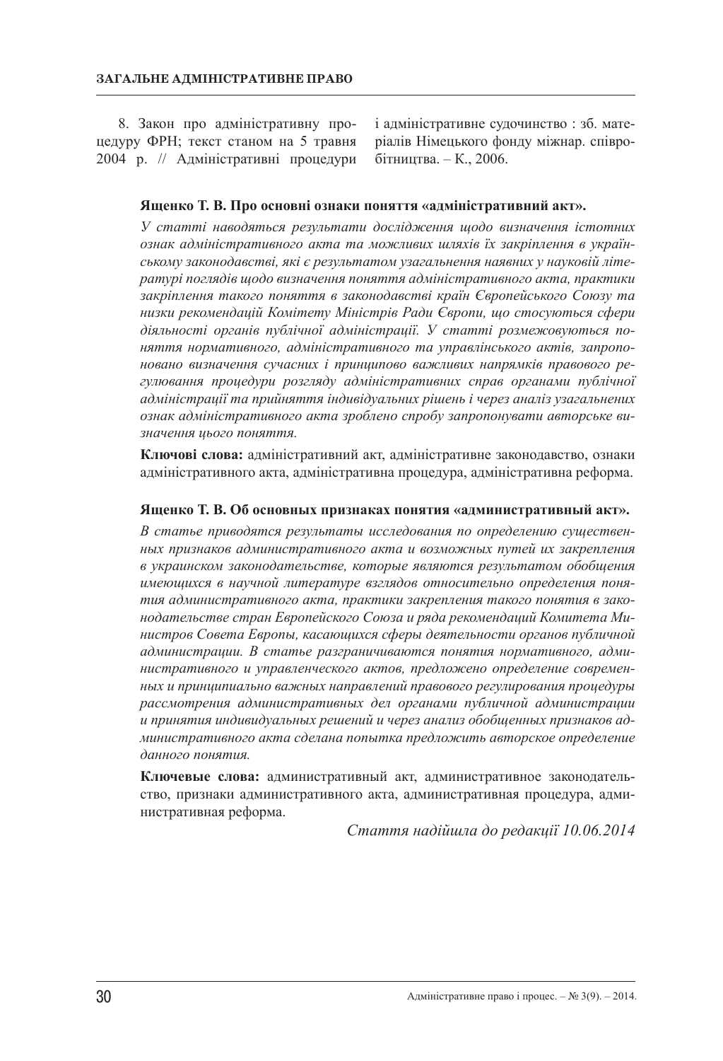8. Закон про адміністративну процедуру ФРН; текст станом на 5 травня 2004 р. // Адміністративні процедури і адміністративне судочинство : зб. матеріалів Німецького фонду міжнар. співробітництва. – К., 2006.

**Ященко Т. В. Про основні ознаки поняття «адміністративний акт».**

*У статті наводяться результати дослідження щодо визначення істотних ознак адміністративного акта та можливих шляхів їх закріплення в українському законодавстві, які є результатом узагальнення наявних у науковій літературі поглядів щодо визначення поняття адміністративного акта, практики закріплення такого поняття в законодавстві країн Європейського Союзу та низки рекомендацій Комітету Міністрів Ради Європи, що стосуються сфери діяльності органів публічної адміністрації. У статті розмежовуються поняття нормативного, адміністративного та управлінського актів, запропоновано визначення сучасних і принципово важливих напрямків правового регулювання процедури розгляду адміністративних справ органами публічної адміністрації та прийняття індивідуальних рішень і через аналіз узагальнених ознак адміністративного акта зроблено спробу запропонувати авторське визначення цього поняття.*

**Ключові слова:** адміністративний акт, адміністративне законодавство, ознаки адміністративного акта, адміністративна процедура, адміністративна реформа.

**Ященко Т. В. Об основных признаках понятия «административный акт».**

*В статье приводятся результаты исследования по определению существенных признаков административного акта и возможных путей их закрепления в украинском законодательстве, которые являются результатом обобщения имеющихся в научной литературе взглядов относительно определения понятия административного акта, практики закрепления такого понятия в законодательстве стран Европейского Союза и ряда рекомендаций Комитета Министров Совета Европы, касающихся сферы деятельности органов публичной администрации. В статье разграничиваются понятия нормативного, административного и управленческого актов, предложено определение современных и принципиально важных направлений правового регулирования процедуры рассмотрения административных дел органами публичной администрации и принятия индивидуальных решений и через анализ обобщенных признаков административного акта сделана попытка предложить авторское определение данного понятия.*

**Ключевые слова:** административный акт, административное законодательство, признаки административного акта, административная процедура, административная реформа.

*Стаття надійшла до редакції 10.06.2014*